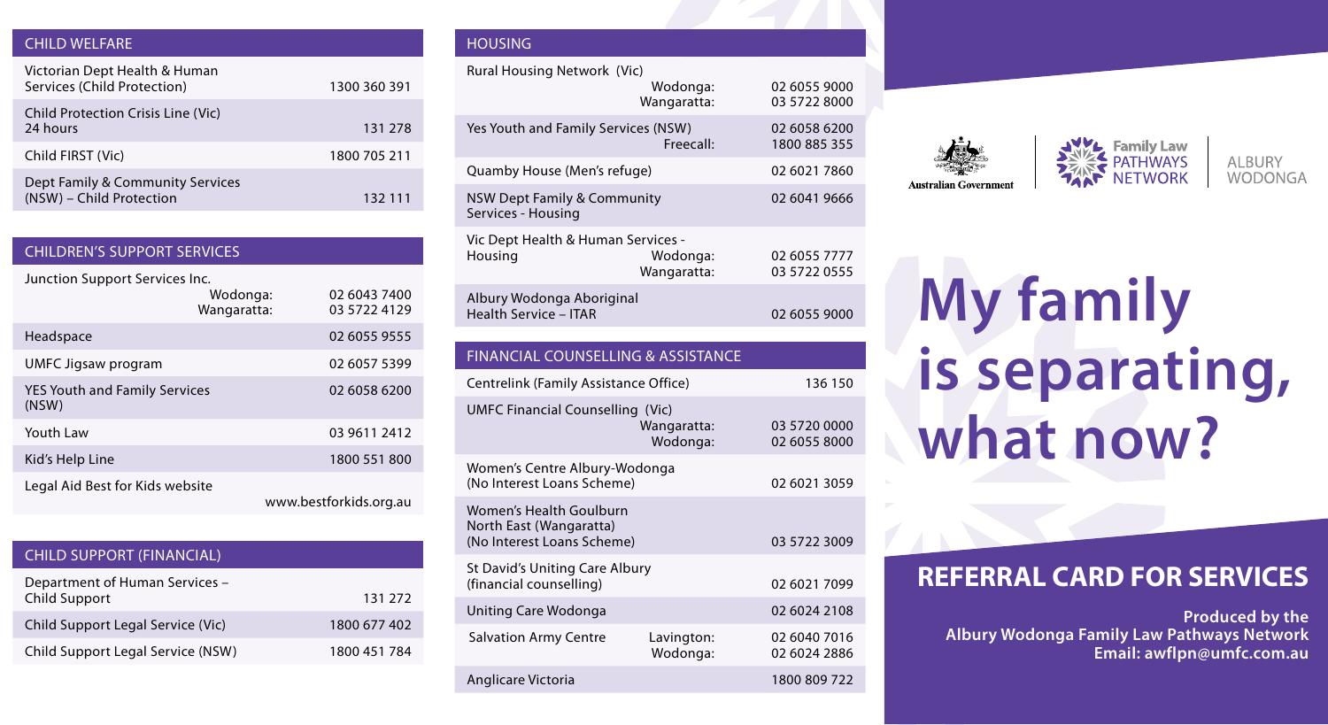## CHILD WELFARE

| Service | Phone |
| --- | --- |
| Victorian Dept Health & Human Services (Child Protection) | 1300 360 391 |
| Child Protection Crisis Line (Vic) 24 hours | 131 278 |
| Child FIRST (Vic) | 1800 705 211 |
| Dept Family & Community Services (NSW) – Child Protection | 132 111 |

## CHILDREN'S SUPPORT SERVICES

| Service | Location | Phone |
| --- | --- | --- |
| Junction Support Services Inc. | Wodonga: | 02 6043 7400 |
| | Wangaratta: | 03 5722 4129 |
| Headspace | | 02 6055 9555 |
| UMFC Jigsaw program | | 02 6057 5399 |
| YES Youth and Family Services (NSW) | | 02 6058 6200 |
| Youth Law | | 03 9611 2412 |
| Kid's Help Line | | 1800 551 800 |
| Legal Aid Best for Kids website | | www.bestforkids.org.au |

## CHILD SUPPORT (FINANCIAL)

| Service | Phone |
| --- | --- |
| Department of Human Services – Child Support | 131 272 |
| Child Support Legal Service (Vic) | 1800 677 402 |
| Child Support Legal Service (NSW) | 1800 451 784 |

## HOUSING

| Service | Location | Phone |
| --- | --- | --- |
| Rural Housing Network (Vic) | Wodonga: | 02 6055 9000 |
| | Wangaratta: | 03 5722 8000 |
| Yes Youth and Family Services (NSW) | | 02 6058 6200 |
| | Freecall: | 1800 885 355 |
| Quamby House (Men's refuge) | | 02 6021 7860 |
| NSW Dept Family & Community Services - Housing | | 02 6041 9666 |
| Vic Dept Health & Human Services - Housing | Wodonga: | 02 6055 7777 |
| | Wangaratta: | 03 5722 0555 |
| Albury Wodonga Aboriginal Health Service – ITAR | | 02 6055 9000 |

## FINANCIAL COUNSELLING & ASSISTANCE

| Service | Location | Phone |
| --- | --- | --- |
| Centrelink (Family Assistance Office) | | 136 150 |
| UMFC Financial Counselling (Vic) | Wangaratta: | 03 5720 0000 |
| | Wodonga: | 02 6055 8000 |
| Women's Centre Albury-Wodonga (No Interest Loans Scheme) | | 02 6021 3059 |
| Women's Health Goulburn North East (Wangaratta) (No Interest Loans Scheme) | | 03 5722 3009 |
| St David's Uniting Care Albury (financial counselling) | | 02 6021 7099 |
| Uniting Care Wodonga | | 02 6024 2108 |
| Salvation Army Centre | Lavington: | 02 6040 7016 |
| | Wodonga: | 02 6024 2886 |
| Anglicare Victoria | | 1800 809 722 |

Australian Government

Family Law PATHWAYS NETWORK

ALBURY WODONGA

# My family is separating, what now?

## REFERRAL CARD FOR SERVICES

**Produced by the Albury Wodonga Family Law Pathways Network**
**Email: awflpn@umfc.com.au**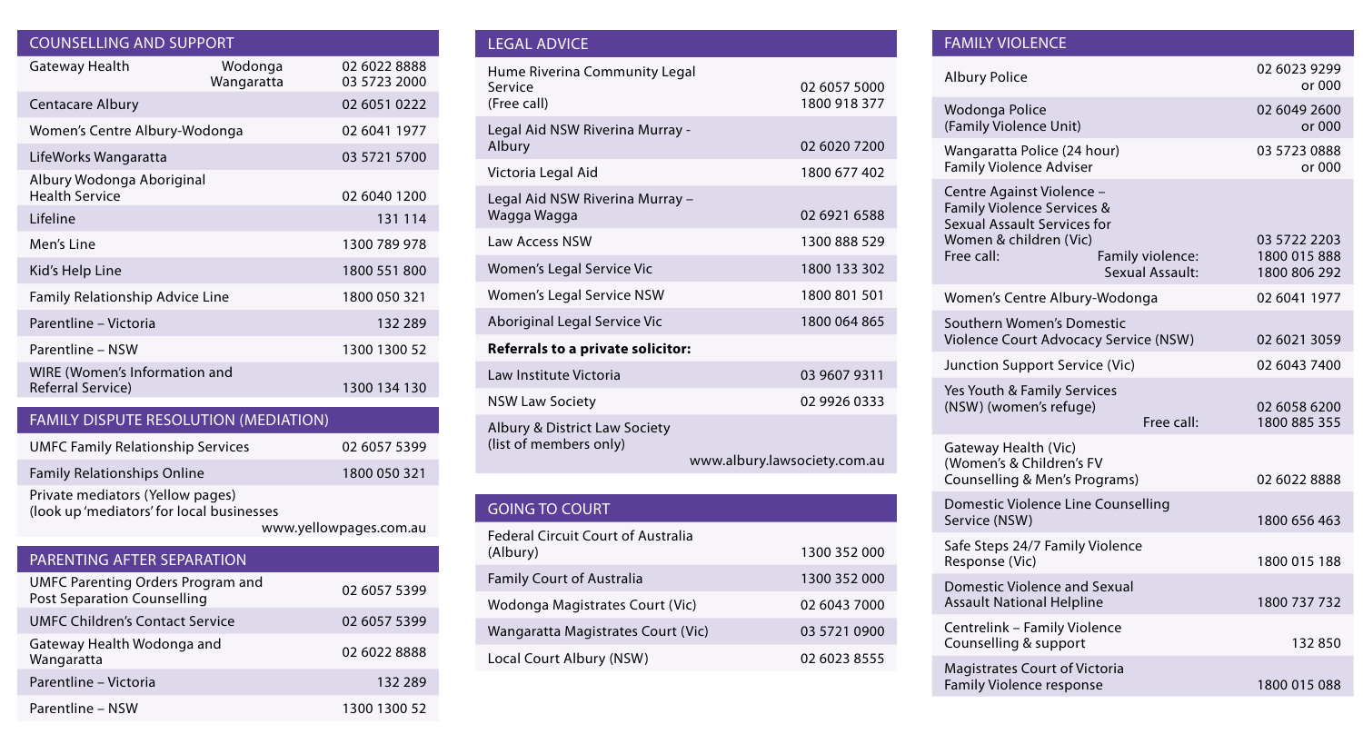## COUNSELLING AND SUPPORT

| | | |
|---|---|---|
| Gateway Health | Wodonga<br>Wangaratta | 02 6022 8888<br>03 5723 2000 |
| Centacare Albury | | 02 6051 0222 |
| Women's Centre Albury-Wodonga | | 02 6041 1977 |
| LifeWorks Wangaratta | | 03 5721 5700 |
| Albury Wodonga Aboriginal Health Service | | 02 6040 1200 |
| Lifeline | | 131 114 |
| Men's Line | | 1300 789 978 |
| Kid's Help Line | | 1800 551 800 |
| Family Relationship Advice Line | | 1800 050 321 |
| Parentline – Victoria | | 132 289 |
| Parentline – NSW | | 1300 1300 52 |
| WIRE (Women's Information and Referral Service) | | 1300 134 130 |

## FAMILY DISPUTE RESOLUTION (MEDIATION)

| | |
|---|---|
| UMFC Family Relationship Services | 02 6057 5399 |
| Family Relationships Online | 1800 050 321 |
| Private mediators (Yellow pages)<br>(look up 'mediators' for local businesses | www.yellowpages.com.au |

## PARENTING AFTER SEPARATION

| | |
|---|---|
| UMFC Parenting Orders Program and Post Separation Counselling | 02 6057 5399 |
| UMFC Children's Contact Service | 02 6057 5399 |
| Gateway Health Wodonga and Wangaratta | 02 6022 8888 |
| Parentline – Victoria | 132 289 |
| Parentline – NSW | 1300 1300 52 |

## LEGAL ADVICE

| | |
|---|---|
| Hume Riverina Community Legal Service<br>(Free call) | 02 6057 5000<br>1800 918 377 |
| Legal Aid NSW Riverina Murray - Albury | 02 6020 7200 |
| Victoria Legal Aid | 1800 677 402 |
| Legal Aid NSW Riverina Murray – Wagga Wagga | 02 6921 6588 |
| Law Access NSW | 1300 888 529 |
| Women's Legal Service Vic | 1800 133 302 |
| Women's Legal Service NSW | 1800 801 501 |
| Aboriginal Legal Service Vic | 1800 064 865 |
| **Referrals to a private solicitor:** | |
| Law Institute Victoria | 03 9607 9311 |
| NSW Law Society | 02 9926 0333 |
| Albury & District Law Society<br>(list of members only) | www.albury.lawsociety.com.au |

## GOING TO COURT

| | |
|---|---|
| Federal Circuit Court of Australia (Albury) | 1300 352 000 |
| Family Court of Australia | 1300 352 000 |
| Wodonga Magistrates Court (Vic) | 02 6043 7000 |
| Wangaratta Magistrates Court (Vic) | 03 5721 0900 |
| Local Court Albury (NSW) | 02 6023 8555 |

## FAMILY VIOLENCE

| | | |
|---|---|---|
| Albury Police | | 02 6023 9299<br>or 000 |
| Wodonga Police<br>(Family Violence Unit) | | 02 6049 2600<br>or 000 |
| Wangaratta Police (24 hour)<br>Family Violence Adviser | | 03 5723 0888<br>or 000 |
| Centre Against Violence – Family Violence Services & Sexual Assault Services for Women & children (Vic)<br>Free call: | <br>Family violence:<br>Sexual Assault: | 03 5722 2203<br>1800 015 888<br>1800 806 292 |
| Women's Centre Albury-Wodonga | | 02 6041 1977 |
| Southern Women's Domestic Violence Court Advocacy Service (NSW) | | 02 6021 3059 |
| Junction Support Service (Vic) | | 02 6043 7400 |
| Yes Youth & Family Services (NSW) (women's refuge) | <br>Free call: | 02 6058 6200<br>1800 885 355 |
| Gateway Health (Vic)<br>(Women's & Children's FV Counselling & Men's Programs) | | 02 6022 8888 |
| Domestic Violence Line Counselling Service (NSW) | | 1800 656 463 |
| Safe Steps 24/7 Family Violence Response (Vic) | | 1800 015 188 |
| Domestic Violence and Sexual Assault National Helpline | | 1800 737 732 |
| Centrelink – Family Violence Counselling & support | | 132 850 |
| Magistrates Court of Victoria Family Violence response | | 1800 015 088 |